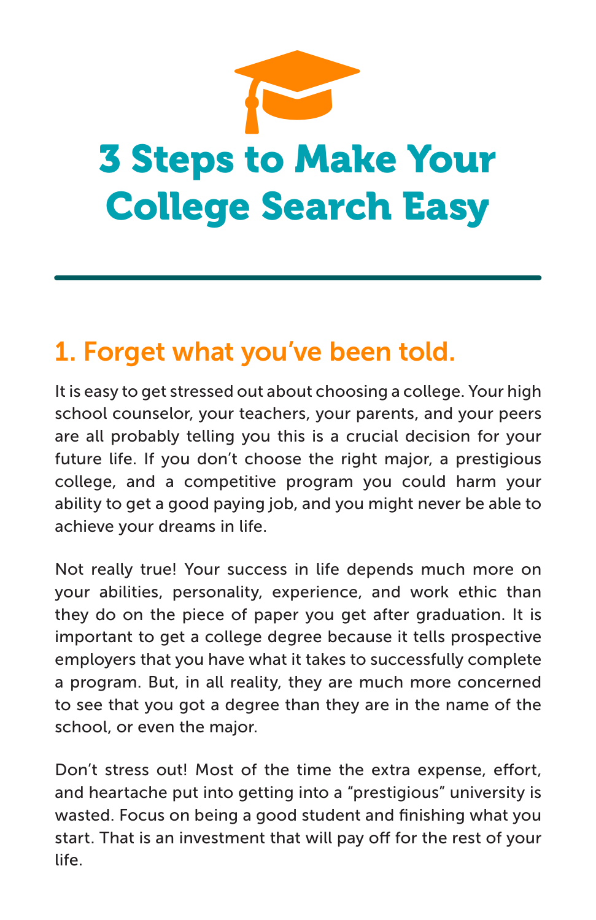# 3 Steps to Make Your College Search Easy

## 1. Forget what you've been told.

It is easy to get stressed out about choosing a college. Your high school counselor, your teachers, your parents, and your peers are all probably telling you this is a crucial decision for your future life. If you don't choose the right major, a prestigious college, and a competitive program you could harm your ability to get a good paying job, and you might never be able to achieve your dreams in life.

Not really true! Your success in life depends much more on your abilities, personality, experience, and work ethic than they do on the piece of paper you get after graduation. It is important to get a college degree because it tells prospective employers that you have what it takes to successfully complete a program. But, in all reality, they are much more concerned to see that you got a degree than they are in the name of the school, or even the major.

Don't stress out! Most of the time the extra expense, effort, and heartache put into getting into a "prestigious" university is wasted. Focus on being a good student and finishing what you start. That is an investment that will pay off for the rest of your life.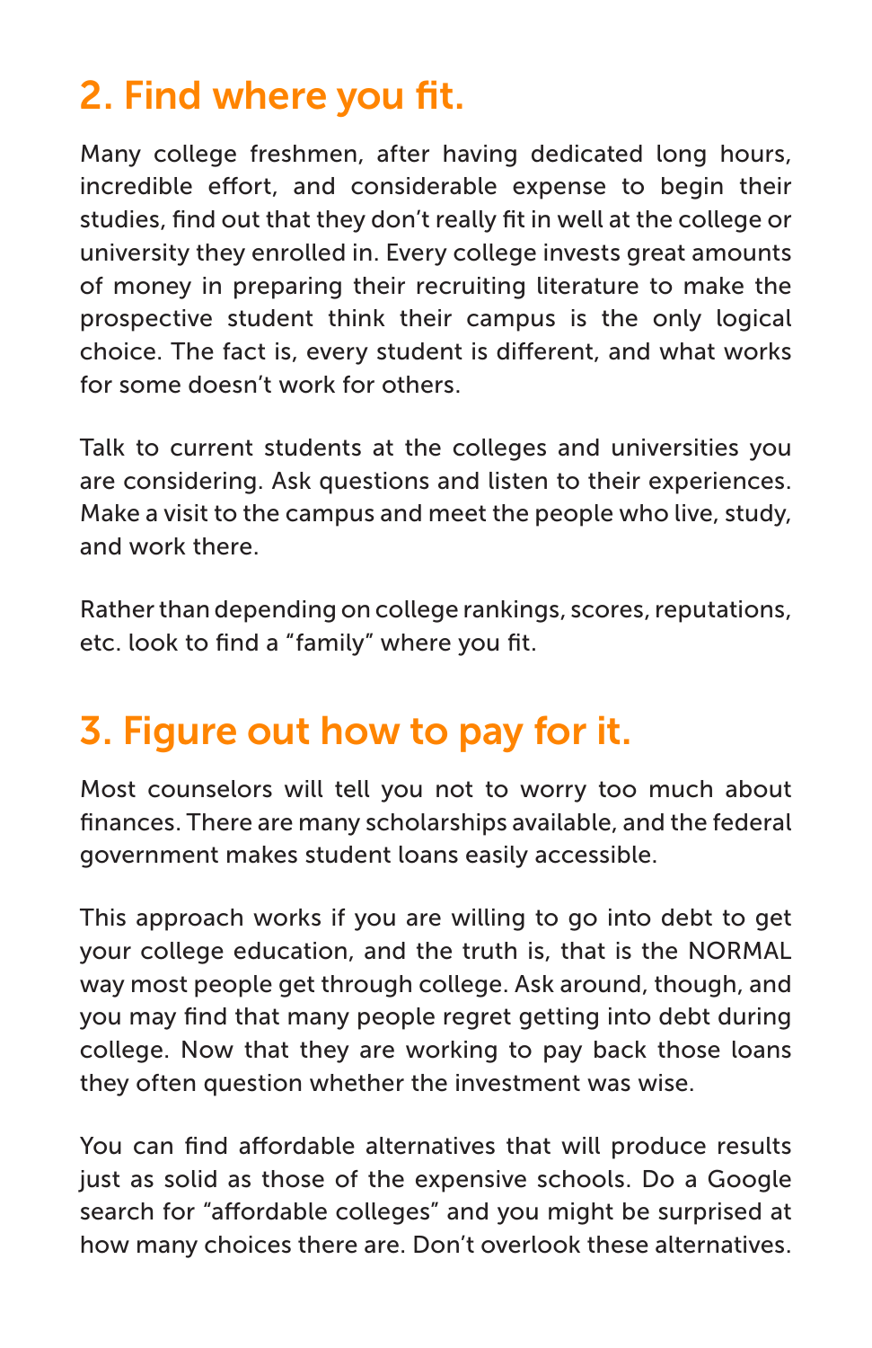## 2. Find where you fit.

Many college freshmen, after having dedicated long hours, incredible effort, and considerable expense to begin their studies, find out that they don't really fit in well at the college or university they enrolled in. Every college invests great amounts of money in preparing their recruiting literature to make the prospective student think their campus is the only logical choice. The fact is, every student is different, and what works for some doesn't work for others.

Talk to current students at the colleges and universities you are considering. Ask questions and listen to their experiences. Make a visit to the campus and meet the people who live, study, and work there.

Rather than depending on college rankings, scores, reputations, etc. look to find a "family" where you fit.

## 3. Figure out how to pay for it.

Most counselors will tell you not to worry too much about finances. There are many scholarships available, and the federal government makes student loans easily accessible.

This approach works if you are willing to go into debt to get your college education, and the truth is, that is the NORMAL way most people get through college. Ask around, though, and you may find that many people regret getting into debt during college. Now that they are working to pay back those loans they often question whether the investment was wise.

You can find affordable alternatives that will produce results just as solid as those of the expensive schools. Do a Google search for "affordable colleges" and you might be surprised at how many choices there are. Don't overlook these alternatives.